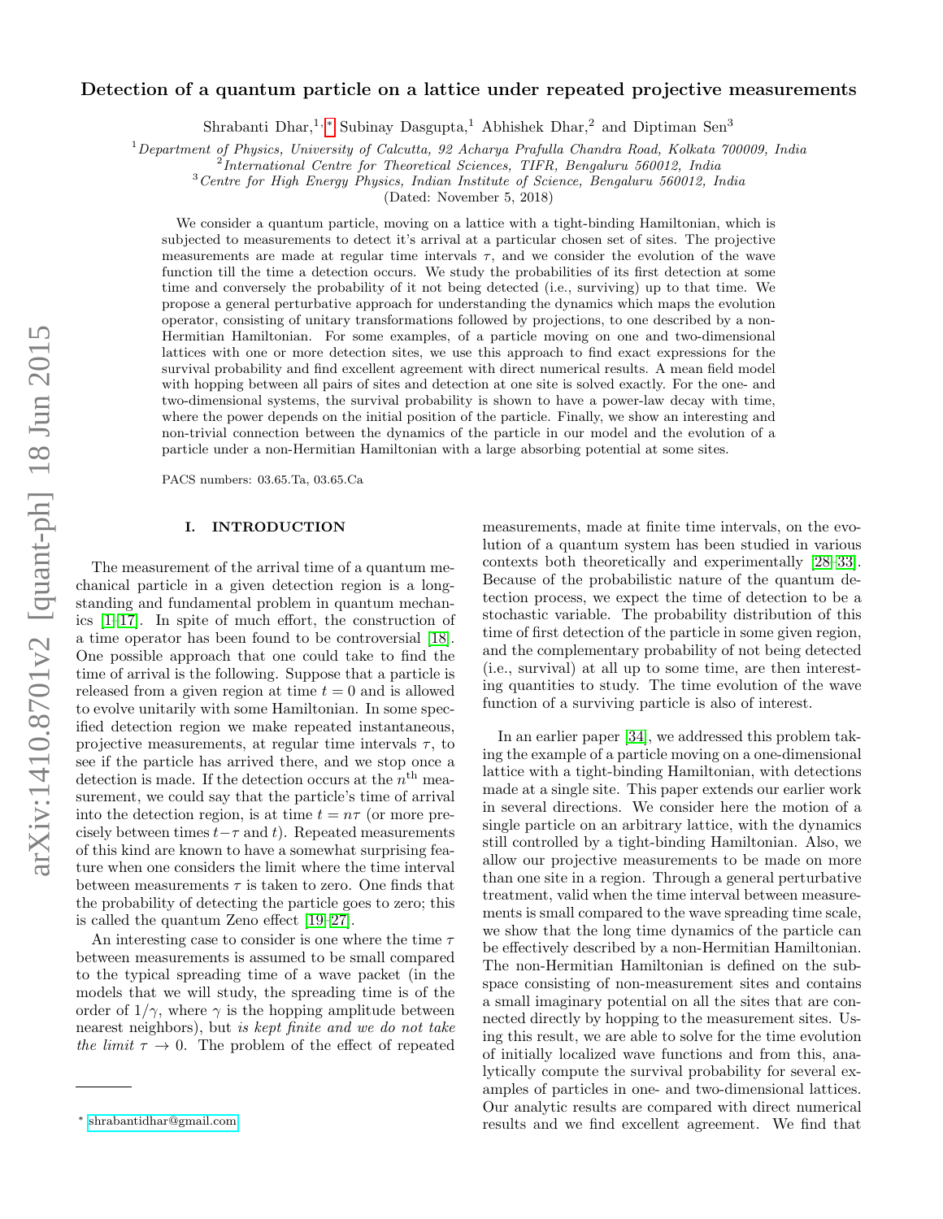# Detection of a quantum particle on a lattice under repeated projective measurements

Shrabanti Dhar,[1,*] Subinay Dasgupta,[1] Abhishek Dhar,[2] and Diptiman Sen[3]

[1] *Department of Physics, University of Calcutta, 92 Acharya Prafulla Chandra Road, Kolkata 700009, India*
[2] *International Centre for Theoretical Sciences, TIFR, Bengaluru 560012, India*
[3] *Centre for High Energy Physics, Indian Institute of Science, Bengaluru 560012, India*

(Dated: November 5, 2018)

We consider a quantum particle, moving on a lattice with a tight-binding Hamiltonian, which is subjected to measurements to detect it's arrival at a particular chosen set of sites. The projective measurements are made at regular time intervals $\tau$, and we consider the evolution of the wave function till the time a detection occurs. We study the probabilities of its first detection at some time and conversely the probability of it not being detected (i.e., surviving) up to that time. We propose a general perturbative approach for understanding the dynamics which maps the evolution operator, consisting of unitary transformations followed by projections, to one described by a non-Hermitian Hamiltonian. For some examples, of a particle moving on one and two-dimensional lattices with one or more detection sites, we use this approach to find exact expressions for the survival probability and find excellent agreement with direct numerical results. A mean field model with hopping between all pairs of sites and detection at one site is solved exactly. For the one- and two-dimensional systems, the survival probability is shown to have a power-law decay with time, where the power depends on the initial position of the particle. Finally, we show an interesting and non-trivial connection between the dynamics of the particle in our model and the evolution of a particle under a non-Hermitian Hamiltonian with a large absorbing potential at some sites.

PACS numbers: 03.65.Ta, 03.65.Ca

## I. INTRODUCTION

The measurement of the arrival time of a quantum mechanical particle in a given detection region is a long-standing and fundamental problem in quantum mechanics [1–17]. In spite of much effort, the construction of a time operator has been found to be controversial [18]. One possible approach that one could take to find the time of arrival is the following. Suppose that a particle is released from a given region at time $t = 0$ and is allowed to evolve unitarily with some Hamiltonian. In some specified detection region we make repeated instantaneous, projective measurements, at regular time intervals $\tau$, to see if the particle has arrived there, and we stop once a detection is made. If the detection occurs at the $n^{\text{th}}$ measurement, we could say that the particle's time of arrival into the detection region, is at time $t = n\tau$ (or more precisely between times $t-\tau$ and $t$). Repeated measurements of this kind are known to have a somewhat surprising feature when one considers the limit where the time interval between measurements $\tau$ is taken to zero. One finds that the probability of detecting the particle goes to zero; this is called the quantum Zeno effect [19–27].

An interesting case to consider is one where the time $\tau$ between measurements is assumed to be small compared to the typical spreading time of a wave packet (in the models that we will study, the spreading time is of the order of $1/\gamma$, where $\gamma$ is the hopping amplitude between nearest neighbors), but *is kept finite and we do not take the limit* $\tau \to 0$. The problem of the effect of repeated measurements, made at finite time intervals, on the evolution of a quantum system has been studied in various contexts both theoretically and experimentally [28–33]. Because of the probabilistic nature of the quantum detection process, we expect the time of detection to be a stochastic variable. The probability distribution of this time of first detection of the particle in some given region, and the complementary probability of not being detected (i.e., survival) at all up to some time, are then interesting quantities to study. The time evolution of the wave function of a surviving particle is also of interest.

In an earlier paper [34], we addressed this problem taking the example of a particle moving on a one-dimensional lattice with a tight-binding Hamiltonian, with detections made at a single site. This paper extends our earlier work in several directions. We consider here the motion of a single particle on an arbitrary lattice, with the dynamics still controlled by a tight-binding Hamiltonian. Also, we allow our projective measurements to be made on more than one site in a region. Through a general perturbative treatment, valid when the time interval between measurements is small compared to the wave spreading time scale, we show that the long time dynamics of the particle can be effectively described by a non-Hermitian Hamiltonian. The non-Hermitian Hamiltonian is defined on the subspace consisting of non-measurement sites and contains a small imaginary potential on all the sites that are connected directly by hopping to the measurement sites. Using this result, we are able to solve for the time evolution of initially localized wave functions and from this, analytically compute the survival probability for several examples of particles in one- and two-dimensional lattices. Our analytic results are compared with direct numerical results and we find excellent agreement. We find that

* shrabantidhar@gmail.com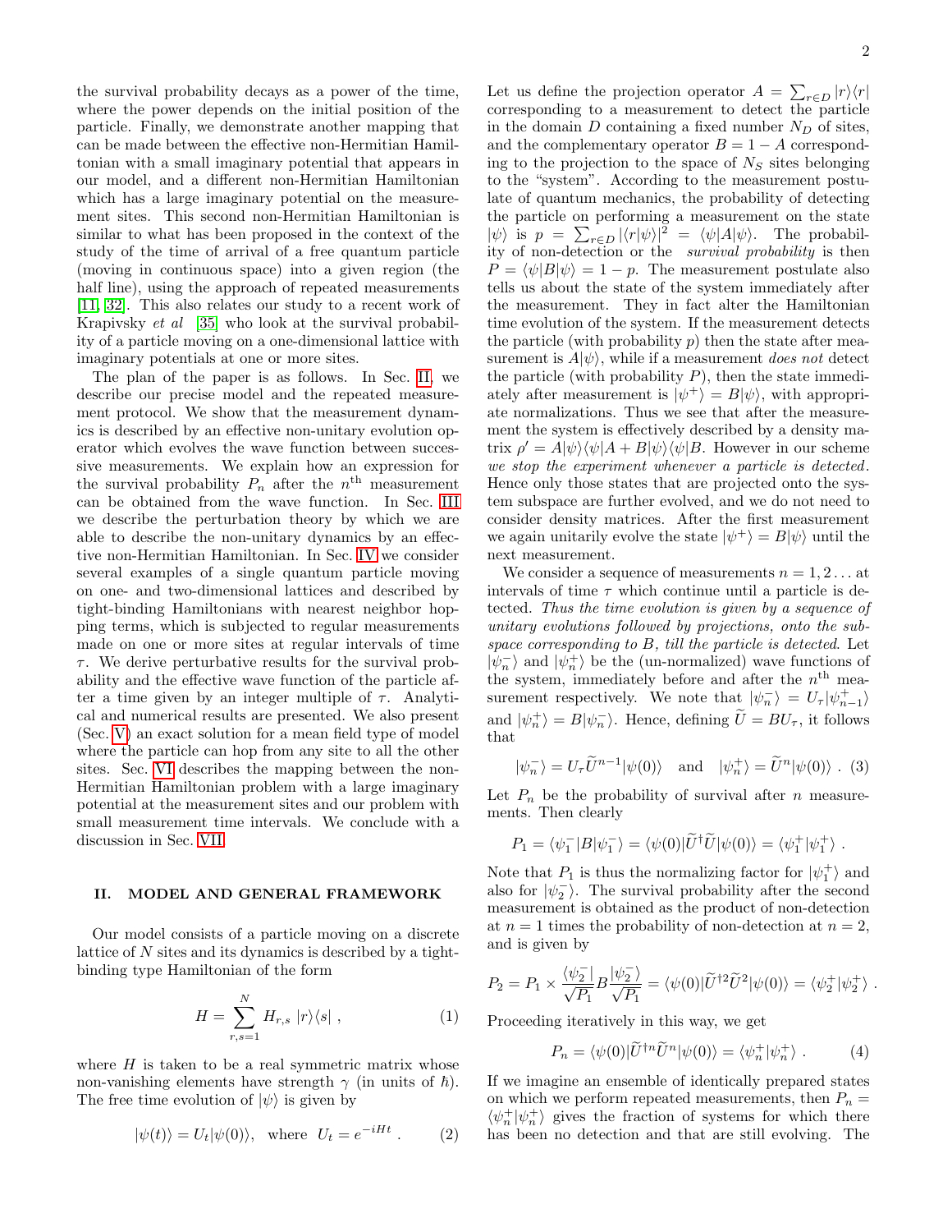the survival probability decays as a power of the time, where the power depends on the initial position of the particle. Finally, we demonstrate another mapping that can be made between the effective non-Hermitian Hamiltonian with a small imaginary potential that appears in our model, and a different non-Hermitian Hamiltonian which has a large imaginary potential on the measurement sites. This second non-Hermitian Hamiltonian is similar to what has been proposed in the context of the study of the time of arrival of a free quantum particle (moving in continuous space) into a given region (the half line), using the approach of repeated measurements [11, 32]. This also relates our study to a recent work of Krapivsky *et al* [35] who look at the survival probability of a particle moving on a one-dimensional lattice with imaginary potentials at one or more sites.

The plan of the paper is as follows. In Sec. II, we describe our precise model and the repeated measurement protocol. We show that the measurement dynamics is described by an effective non-unitary evolution operator which evolves the wave function between successive measurements. We explain how an expression for the survival probability $P_n$ after the $n^{\rm th}$ measurement can be obtained from the wave function. In Sec. III we describe the perturbation theory by which we are able to describe the non-unitary dynamics by an effective non-Hermitian Hamiltonian. In Sec. IV we consider several examples of a single quantum particle moving on one- and two-dimensional lattices and described by tight-binding Hamiltonians with nearest neighbor hopping terms, which is subjected to regular measurements made on one or more sites at regular intervals of time $\tau$. We derive perturbative results for the survival probability and the effective wave function of the particle after a time given by an integer multiple of $\tau$. Analytical and numerical results are presented. We also present (Sec. V) an exact solution for a mean field type of model where the particle can hop from any site to all the other sites. Sec. VI describes the mapping between the non-Hermitian Hamiltonian problem with a large imaginary potential at the measurement sites and our problem with small measurement time intervals. We conclude with a discussion in Sec. VII.

## II. MODEL AND GENERAL FRAMEWORK

Our model consists of a particle moving on a discrete lattice of $N$ sites and its dynamics is described by a tight-binding type Hamiltonian of the form

$$H = \sum_{r,s=1}^{N} H_{r,s}\ |r\rangle\langle s|\ , \tag{1}$$

where $H$ is taken to be a real symmetric matrix whose non-vanishing elements have strength $\gamma$ (in units of $\hbar$). The free time evolution of $|\psi\rangle$ is given by

$$|\psi(t)\rangle = U_t|\psi(0)\rangle, \ \ \text{where} \ \ U_t = e^{-iHt}\ . \tag{2}$$

Let us define the projection operator $A = \sum_{r\in D}|r\rangle\langle r|$ corresponding to a measurement to detect the particle in the domain $D$ containing a fixed number $N_D$ of sites, and the complementary operator $B = 1 - A$ corresponding to the projection to the space of $N_S$ sites belonging to the "system". According to the measurement postulate of quantum mechanics, the probability of detecting the particle on performing a measurement on the state $|\psi\rangle$ is $p = \sum_{r\in D}|\langle r|\psi\rangle|^2 = \langle\psi|A|\psi\rangle$. The probability of non-detection or the *survival probability* is then $P = \langle\psi|B|\psi\rangle = 1 - p$. The measurement postulate also tells us about the state of the system immediately after the measurement. They in fact alter the Hamiltonian time evolution of the system. If the measurement detects the particle (with probability $p$) then the state after measurement is $A|\psi\rangle$, while if a measurement *does not* detect the particle (with probability $P$), then the state immediately after measurement is $|\psi^+\rangle = B|\psi\rangle$, with appropriate normalizations. Thus we see that after the measurement the system is effectively described by a density matrix $\rho' = A|\psi\rangle\langle\psi|A + B|\psi\rangle\langle\psi|B$. However in our scheme *we stop the experiment whenever a particle is detected*. Hence only those states that are projected onto the system subspace are further evolved, and we do not need to consider density matrices. After the first measurement we again unitarily evolve the state $|\psi^+\rangle = B|\psi\rangle$ until the next measurement.

We consider a sequence of measurements $n = 1, 2\ldots$ at intervals of time $\tau$ which continue until a particle is detected. *Thus the time evolution is given by a sequence of unitary evolutions followed by projections, onto the subspace corresponding to $B$, till the particle is detected.* Let $|\psi_n^-\rangle$ and $|\psi_n^+\rangle$ be the (un-normalized) wave functions of the system, immediately before and after the $n^{\rm th}$ measurement respectively. We note that $|\psi_n^-\rangle = U_\tau|\psi_{n-1}^+\rangle$ and $|\psi_n^+\rangle = B|\psi_n^-\rangle$. Hence, defining $\widetilde{U} = BU_\tau$, it follows that

$$|\psi_n^-\rangle = U_\tau\widetilde{U}^{n-1}|\psi(0)\rangle \quad \text{and} \quad |\psi_n^+\rangle = \widetilde{U}^n|\psi(0)\rangle\ . \tag{3}$$

Let $P_n$ be the probability of survival after $n$ measurements. Then clearly

$$P_1 = \langle\psi_1^-|B|\psi_1^-\rangle = \langle\psi(0)|\widetilde{U}^\dagger\widetilde{U}|\psi(0)\rangle = \langle\psi_1^+|\psi_1^+\rangle\ .$$

Note that $P_1$ is thus the normalizing factor for $|\psi_1^+\rangle$ and also for $|\psi_2^-\rangle$. The survival probability after the second measurement is obtained as the product of non-detection at $n=1$ times the probability of non-detection at $n=2$, and is given by

$$P_2 = P_1 \times \frac{\langle\psi_2^-|}{\sqrt{P_1}}B\frac{|\psi_2^-\rangle}{\sqrt{P_1}} = \langle\psi(0)|\widetilde{U}^{\dagger 2}\widetilde{U}^2|\psi(0)\rangle = \langle\psi_2^+|\psi_2^+\rangle\ .$$

Proceeding iteratively in this way, we get

$$P_n = \langle\psi(0)|\widetilde{U}^{\dagger n}\widetilde{U}^n|\psi(0)\rangle = \langle\psi_n^+|\psi_n^+\rangle\ . \tag{4}$$

If we imagine an ensemble of identically prepared states on which we perform repeated measurements, then $P_n = \langle\psi_n^+|\psi_n^+\rangle$ gives the fraction of systems for which there has been no detection and that are still evolving. The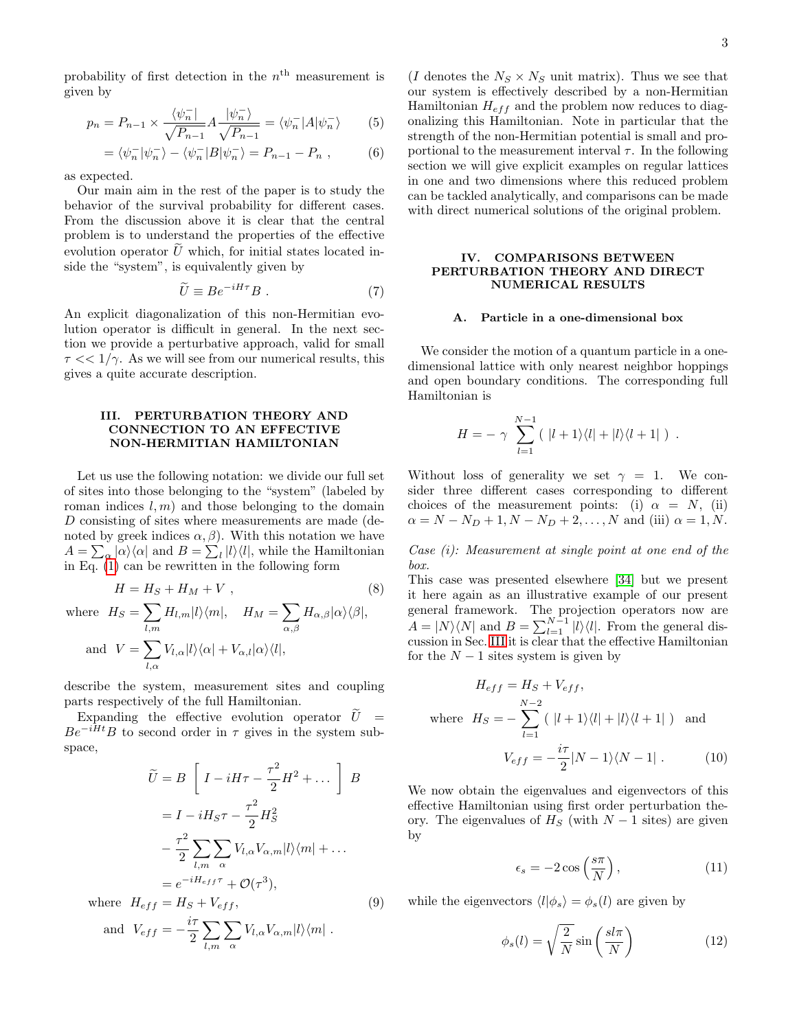probability of first detection in the $n^{\text{th}}$ measurement is given by

$$p_n = P_{n-1} \times \frac{\langle \psi_n^- |}{\sqrt{P_{n-1}}} A \frac{|\psi_n^- \rangle}{\sqrt{P_{n-1}}} = \langle \psi_n^- | A | \psi_n^- \rangle \tag{5}$$

$$= \langle \psi_n^- | \psi_n^- \rangle - \langle \psi_n^- | B | \psi_n^- \rangle = P_{n-1} - P_n \ , \tag{6}$$

as expected.

Our main aim in the rest of the paper is to study the behavior of the survival probability for different cases. From the discussion above it is clear that the central problem is to understand the properties of the effective evolution operator $\widetilde{U}$ which, for initial states located inside the "system", is equivalently given by

$$\widetilde{U} \equiv B e^{-iH\tau} B \ . \tag{7}$$

An explicit diagonalization of this non-Hermitian evolution operator is difficult in general. In the next section we provide a perturbative approach, valid for small $\tau << 1/\gamma$. As we will see from our numerical results, this gives a quite accurate description.

## III. PERTURBATION THEORY AND CONNECTION TO AN EFFECTIVE NON-HERMITIAN HAMILTONIAN

Let us use the following notation: we divide our full set of sites into those belonging to the "system" (labeled by roman indices $l, m$) and those belonging to the domain $D$ consisting of sites where measurements are made (denoted by greek indices $\alpha, \beta$). With this notation we have $A = \sum_\alpha |\alpha\rangle\langle\alpha|$ and $B = \sum_l |l\rangle\langle l|$, while the Hamiltonian in Eq. (1) can be rewritten in the following form

$$H = H_S + H_M + V \ , \tag{8}$$

$$\text{where} \ \ H_S = \sum_{l,m} H_{l,m} |l\rangle\langle m|, \quad H_M = \sum_{\alpha,\beta} H_{\alpha,\beta} |\alpha\rangle\langle\beta|,$$

$$\text{and} \ \ V = \sum_{l,\alpha} V_{l,\alpha} |l\rangle\langle\alpha| + V_{\alpha,l} |\alpha\rangle\langle l|,$$

describe the system, measurement sites and coupling parts respectively of the full Hamiltonian.

Expanding the effective evolution operator $\widetilde{U} = B e^{-iHt} B$ to second order in $\tau$ gives in the system subspace,

$$\begin{aligned}
\widetilde{U} &= B \left[ \ I - iH\tau - \frac{\tau^2}{2} H^2 + \dots \ \right] \ B \\
&= I - iH_S \tau - \frac{\tau^2}{2} H_S^2 \\
&\quad - \frac{\tau^2}{2} \sum_{l,m} \sum_\alpha V_{l,\alpha} V_{\alpha,m} |l\rangle\langle m| + \dots \\
&= e^{-iH_{eff}\tau} + \mathcal{O}(\tau^3),
\end{aligned}$$

$$\text{where} \ \ H_{eff} = H_S + V_{eff}, \tag{9}$$

$$\text{and} \ \ V_{eff} = -\frac{i\tau}{2} \sum_{l,m} \sum_\alpha V_{l,\alpha} V_{\alpha,m} |l\rangle\langle m| \ .$$

($I$ denotes the $N_S \times N_S$ unit matrix). Thus we see that our system is effectively described by a non-Hermitian Hamiltonian $H_{eff}$ and the problem now reduces to diagonalizing this Hamiltonian. Note in particular that the strength of the non-Hermitian potential is small and proportional to the measurement interval $\tau$. In the following section we will give explicit examples on regular lattices in one and two dimensions where this reduced problem can be tackled analytically, and comparisons can be made with direct numerical solutions of the original problem.

## IV. COMPARISONS BETWEEN PERTURBATION THEORY AND DIRECT NUMERICAL RESULTS

### A. Particle in a one-dimensional box

We consider the motion of a quantum particle in a one-dimensional lattice with only nearest neighbor hoppings and open boundary conditions. The corresponding full Hamiltonian is

$$H = - \ \gamma \sum_{l=1}^{N-1} ( \ |l+1\rangle\langle l| + |l\rangle\langle l+1| \ ) \ .$$

Without loss of generality we set $\gamma = 1$. We consider three different cases corresponding to different choices of the measurement points: (i) $\alpha = N$, (ii) $\alpha = N - N_D + 1, N - N_D + 2, \dots, N$ and (iii) $\alpha = 1, N$.

*Case (i): Measurement at single point at one end of the box.*
This case was presented elsewhere [34] but we present it here again as an illustrative example of our present general framework. The projection operators now are $A = |N\rangle\langle N|$ and $B = \sum_{l=1}^{N-1} |l\rangle\langle l|$. From the general discussion in Sec. III it is clear that the effective Hamiltonian for the $N-1$ sites system is given by

$$H_{eff} = H_S + V_{eff},$$

$$\text{where} \ \ H_S = - \sum_{l=1}^{N-2} ( \ |l+1\rangle\langle l| + |l\rangle\langle l+1| \ ) \ \ \text{and}$$

$$V_{eff} = -\frac{i\tau}{2} |N-1\rangle\langle N-1| \ . \tag{10}$$

We now obtain the eigenvalues and eigenvectors of this effective Hamiltonian using first order perturbation theory. The eigenvalues of $H_S$ (with $N-1$ sites) are given by

$$\epsilon_s = -2\cos\left(\frac{s\pi}{N}\right), \tag{11}$$

while the eigenvectors $\langle l|\phi_s\rangle = \phi_s(l)$ are given by

$$\phi_s(l) = \sqrt{\frac{2}{N}} \sin\left(\frac{sl\pi}{N}\right) \tag{12}$$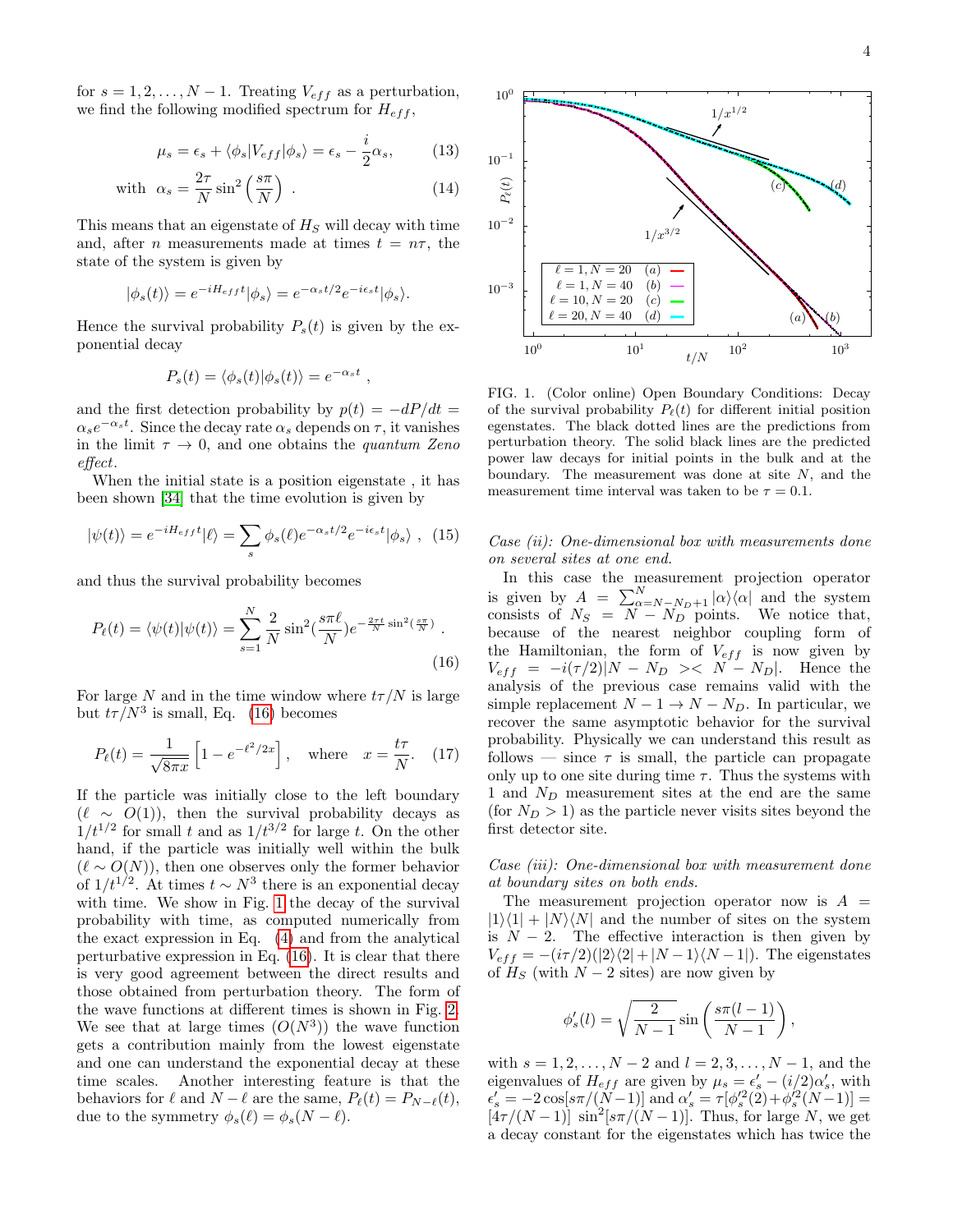for $s = 1, 2, \ldots, N-1$. Treating $V_{eff}$ as a perturbation, we find the following modified spectrum for $H_{eff}$,

$$\mu_s = \epsilon_s + \langle \phi_s | V_{eff} | \phi_s \rangle = \epsilon_s - \frac{i}{2}\alpha_s, \tag{13}$$

$$\text{with} \quad \alpha_s = \frac{2\tau}{N} \sin^2\left(\frac{s\pi}{N}\right) . \tag{14}$$

This means that an eigenstate of $H_S$ will decay with time and, after $n$ measurements made at times $t = n\tau$, the state of the system is given by

$$|\phi_s(t)\rangle = e^{-iH_{eff}t}|\phi_s\rangle = e^{-\alpha_s t/2} e^{-i\epsilon_s t}|\phi_s\rangle.$$

Hence the survival probability $P_s(t)$ is given by the exponential decay

$$P_s(t) = \langle \phi_s(t)|\phi_s(t)\rangle = e^{-\alpha_s t} ,$$

and the first detection probability by $p(t) = -dP/dt = \alpha_s e^{-\alpha_s t}$. Since the decay rate $\alpha_s$ depends on $\tau$, it vanishes in the limit $\tau \to 0$, and one obtains the *quantum Zeno effect*.

When the initial state is a position eigenstate , it has been shown [34] that the time evolution is given by

$$|\psi(t)\rangle = e^{-iH_{eff}t}|\ell\rangle = \sum_s \phi_s(\ell) e^{-\alpha_s t/2} e^{-i\epsilon_s t}|\phi_s\rangle , \tag{15}$$

and thus the survival probability becomes

$$P_\ell(t) = \langle \psi(t)|\psi(t)\rangle = \sum_{s=1}^{N} \frac{2}{N} \sin^2(\frac{s\pi\ell}{N}) e^{-\frac{2\tau t}{N}\sin^2(\frac{s\pi}{N})} . \tag{16}$$

For large $N$ and in the time window where $t\tau/N$ is large but $t\tau/N^3$ is small, Eq. (16) becomes

$$P_\ell(t) = \frac{1}{\sqrt{8\pi x}}\left[1 - e^{-\ell^2/2x}\right], \quad \text{where} \quad x = \frac{t\tau}{N}. \tag{17}$$

If the particle was initially close to the left boundary ($\ell \sim O(1)$), then the survival probability decays as $1/t^{1/2}$ for small $t$ and as $1/t^{3/2}$ for large $t$. On the other hand, if the particle was initially well within the bulk ($\ell \sim O(N)$), then one observes only the former behavior of $1/t^{1/2}$. At times $t \sim N^3$ there is an exponential decay with time. We show in Fig. 1 the decay of the survival probability with time, as computed numerically from the exact expression in Eq. (4) and from the analytical perturbative expression in Eq. (16). It is clear that there is very good agreement between the direct results and those obtained from perturbation theory. The form of the wave functions at different times is shown in Fig. 2. We see that at large times ($O(N^3)$) the wave function gets a contribution mainly from the lowest eigenstate and one can understand the exponential decay at these time scales. Another interesting feature is that the behaviors for $\ell$ and $N - \ell$ are the same, $P_\ell(t) = P_{N-\ell}(t)$, due to the symmetry $\phi_s(\ell) = \phi_s(N - \ell)$.

FIG. 1. (Color online) Open Boundary Conditions: Decay of the survival probability $P_\ell(t)$ for different initial position egenstates. The black dotted lines are the predictions from perturbation theory. The solid black lines are the predicted power law decays for initial points in the bulk and at the boundary. The measurement was done at site $N$, and the measurement time interval was taken to be $\tau = 0.1$.

*Case (ii): One-dimensional box with measurements done on several sites at one end.*

In this case the measurement projection operator is given by $A = \sum_{\alpha=N-N_D+1}^{N} |\alpha\rangle\langle\alpha|$ and the system consists of $N_S = N - N_D$ points. We notice that, because of the nearest neighbor coupling form of the Hamiltonian, the form of $V_{eff}$ is now given by $V_{eff} = -i(\tau/2)|N - N_D\rangle\langle N - N_D|$. Hence the analysis of the previous case remains valid with the simple replacement $N - 1 \to N - N_D$. In particular, we recover the same asymptotic behavior for the survival probability. Physically we can understand this result as follows — since $\tau$ is small, the particle can propagate only up to one site during time $\tau$. Thus the systems with 1 and $N_D$ measurement sites at the end are the same (for $N_D > 1$) as the particle never visits sites beyond the first detector site.

*Case (iii): One-dimensional box with measurement done at boundary sites on both ends.*

The measurement projection operator now is $A = |1\rangle\langle 1| + |N\rangle\langle N|$ and the number of sites on the system is $N - 2$. The effective interaction is then given by $V_{eff} = -(i\tau/2)(|2\rangle\langle 2| + |N-1\rangle\langle N-1|)$. The eigenstates of $H_S$ (with $N - 2$ sites) are now given by

$$\phi'_s(l) = \sqrt{\frac{2}{N-1}} \sin\left(\frac{s\pi(l-1)}{N-1}\right),$$

with $s = 1, 2, \ldots, N-2$ and $l = 2, 3, \ldots, N-1$, and the eigenvalues of $H_{eff}$ are given by $\mu_s = \epsilon'_s - (i/2)\alpha'_s$, with $\epsilon'_s = -2\cos[s\pi/(N-1)]$ and $\alpha'_s = \tau[\phi'^2_s(2) + \phi'^2_s(N-1)] = [4\tau/(N-1)] \sin^2[s\pi/(N-1)]$. Thus, for large $N$, we get a decay constant for the eigenstates which has twice the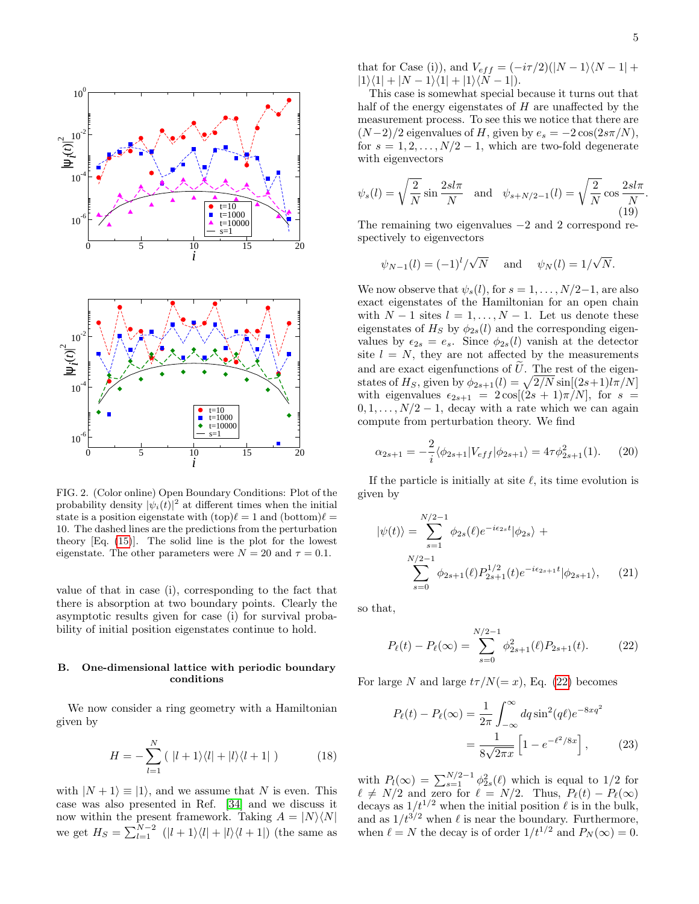FIG. 2. (Color online) Open Boundary Conditions: Plot of the probability density $|\psi_i(t)|^2$ at different times when the initial state is a position eigenstate with (top) $\ell = 1$ and (bottom) $\ell = 10$. The dashed lines are the predictions from the perturbation theory [Eq. (15)]. The solid line is the plot for the lowest eigenstate. The other parameters were $N = 20$ and $\tau = 0.1$.

value of that in case (i), corresponding to the fact that there is absorption at two boundary points. Clearly the asymptotic results given for case (i) for survival probability of initial position eigenstates continue to hold.

### B. One-dimensional lattice with periodic boundary conditions

We now consider a ring geometry with a Hamiltonian given by

$$H = -\sum_{l=1}^{N} \left( \, |l+1\rangle\langle l| + |l\rangle\langle l+1| \, \right) \tag{18}$$

with $|N+1\rangle \equiv |1\rangle$, and we assume that $N$ is even. This case was also presented in Ref. [34] and we discuss it now within the present framework. Taking $A = |N\rangle\langle N|$ we get $H_S = \sum_{l=1}^{N-2} \; (|l+1\rangle\langle l| + |l\rangle\langle l+1|)$ (the same as that for Case (i)), and $V_{eff} = (-i\tau/2)(|N-1\rangle\langle N-1| + |1\rangle\langle 1| + |N-1\rangle\langle 1| + |1\rangle\langle N-1|)$.

This case is somewhat special because it turns out that half of the energy eigenstates of $H$ are unaffected by the measurement process. To see this we notice that there are $(N-2)/2$ eigenvalues of $H$, given by $e_s = -2\cos(2s\pi/N)$, for $s = 1, 2, \ldots, N/2-1$, which are two-fold degenerate with eigenvectors

$$\psi_s(l) = \sqrt{\frac{2}{N}} \sin\frac{2sl\pi}{N} \quad \text{and} \quad \psi_{s+N/2-1}(l) = \sqrt{\frac{2}{N}} \cos\frac{2sl\pi}{N}. \tag{19}$$

The remaining two eigenvalues $-2$ and $2$ correspond respectively to eigenvectors

$$\psi_{N-1}(l) = (-1)^l/\sqrt{N} \quad \text{and} \quad \psi_N(l) = 1/\sqrt{N}.$$

We now observe that $\psi_s(l)$, for $s = 1, \ldots, N/2-1$, are also exact eigenstates of the Hamiltonian for an open chain with $N-1$ sites $l = 1, \ldots, N-1$. Let us denote these eigenstates of $H_S$ by $\phi_{2s}(l)$ and the corresponding eigenvalues by $\epsilon_{2s} = e_s$. Since $\phi_{2s}(l)$ vanish at the detector site $l = N$, they are not affected by the measurements and are exact eigenfunctions of $\widetilde{U}$. The rest of the eigenstates of $H_S$, given by $\phi_{2s+1}(l) = \sqrt{2/N}\sin[(2s+1)l\pi/N]$ with eigenvalues $\epsilon_{2s+1} = 2\cos[(2s+1)\pi/N]$, for $s = 0, 1, \ldots, N/2-1$, decay with a rate which we can again compute from perturbation theory. We find

$$\alpha_{2s+1} = -\frac{2}{i}\langle\phi_{2s+1}|V_{eff}|\phi_{2s+1}\rangle = 4\tau\phi_{2s+1}^2(1). \tag{20}$$

If the particle is initially at site $\ell$, its time evolution is given by

$$|\psi(t)\rangle = \sum_{s=1}^{N/2-1} \phi_{2s}(\ell) e^{-i\epsilon_{2s}t}|\phi_{2s}\rangle + \sum_{s=0}^{N/2-1} \phi_{2s+1}(\ell) P_{2s+1}^{1/2}(t) e^{-i\epsilon_{2s+1}t}|\phi_{2s+1}\rangle, \tag{21}$$

so that,

$$P_\ell(t) - P_\ell(\infty) = \sum_{s=0}^{N/2-1} \phi_{2s+1}^2(\ell) P_{2s+1}(t). \tag{22}$$

For large $N$ and large $t\tau/N (= x)$, Eq. (22) becomes

$$P_\ell(t) - P_\ell(\infty) = \frac{1}{2\pi}\int_{-\infty}^{\infty} dq \sin^2(q\ell) e^{-8xq^2} = \frac{1}{8\sqrt{2\pi x}}\left[1 - e^{-\ell^2/8x}\right], \tag{23}$$

with $P_l(\infty) = \sum_{s=1}^{N/2-1}\phi_{2s}^2(\ell)$ which is equal to $1/2$ for $\ell \neq N/2$ and zero for $\ell = N/2$. Thus, $P_\ell(t) - P_\ell(\infty)$ decays as $1/t^{1/2}$ when the initial position $\ell$ is in the bulk, and as $1/t^{3/2}$ when $\ell$ is near the boundary. Furthermore, when $\ell = N$ the decay is of order $1/t^{1/2}$ and $P_N(\infty) = 0$.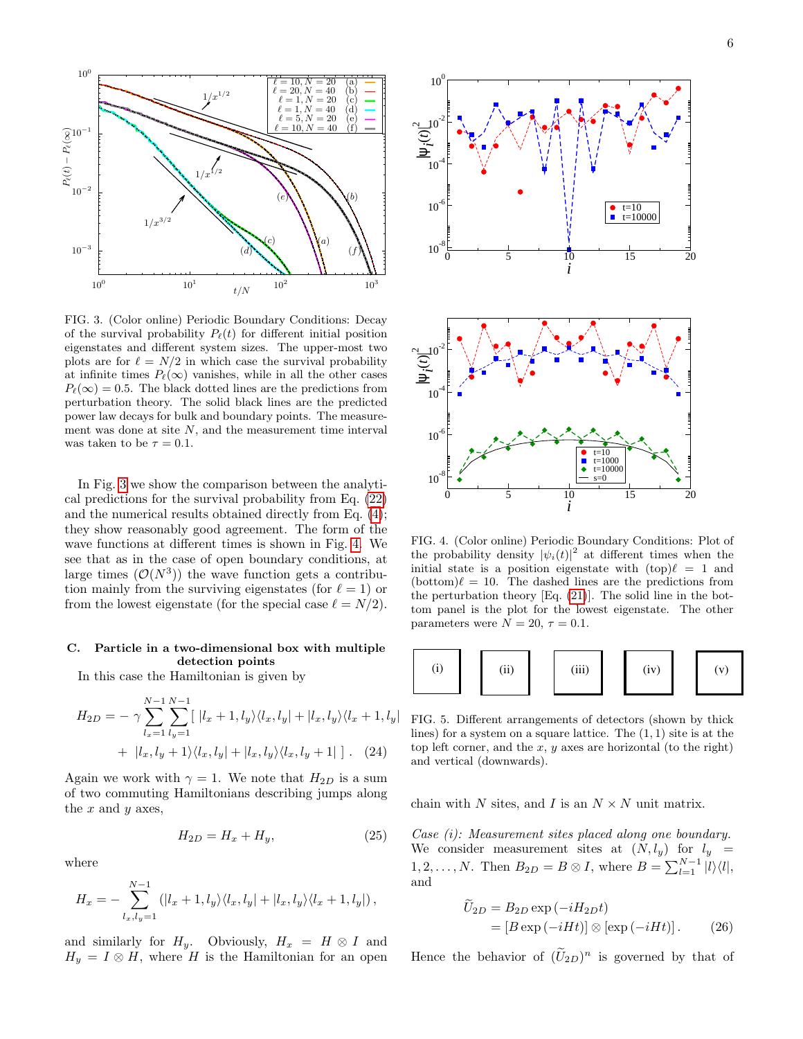FIG. 3. (Color online) Periodic Boundary Conditions: Decay of the survival probability $P_\ell(t)$ for different initial position eigenstates and different system sizes. The upper-most two plots are for $\ell = N/2$ in which case the survival probability at infinite times $P_\ell(\infty)$ vanishes, while in all the other cases $P_\ell(\infty) = 0.5$. The black dotted lines are the predictions from perturbation theory. The solid black lines are the predicted power law decays for bulk and boundary points. The measurement was done at site $N$, and the measurement time interval was taken to be $\tau = 0.1$.

In Fig. 3 we show the comparison between the analytical predictions for the survival probability from Eq. (22) and the numerical results obtained directly from Eq. (4); they show reasonably good agreement. The form of the wave functions at different times is shown in Fig. 4. We see that as in the case of open boundary conditions, at large times ($\mathcal{O}(N^3)$) the wave function gets a contribution mainly from the surviving eigenstates (for $\ell = 1$) or from the lowest eigenstate (for the special case $\ell = N/2$).

FIG. 4. (Color online) Periodic Boundary Conditions: Plot of the probability density $|\psi_i(t)|^2$ at different times when the initial state is a position eigenstate with (top)$\ell = 1$ and (bottom)$\ell = 10$. The dashed lines are the predictions from the perturbation theory [Eq. (21)]. The solid line in the bottom panel is the plot for the lowest eigenstate. The other parameters were $N = 20$, $\tau = 0.1$.

### C. Particle in a two-dimensional box with multiple detection points

In this case the Hamiltonian is given by

$$H_{2D} = -\gamma \sum_{l_x=1}^{N-1} \sum_{l_y=1}^{N-1} [\, |l_x+1, l_y\rangle\langle l_x, l_y| + |l_x, l_y\rangle\langle l_x+1, l_y| + |l_x, l_y+1\rangle\langle l_x, l_y| + |l_x, l_y\rangle\langle l_x, l_y+1|\,] \,. \quad (24)$$

Again we work with $\gamma = 1$. We note that $H_{2D}$ is a sum of two commuting Hamiltonians describing jumps along the $x$ and $y$ axes,

$$H_{2D} = H_x + H_y, \quad (25)$$

where

$$H_x = -\sum_{l_x, l_y=1}^{N-1} \left( |l_x+1, l_y\rangle\langle l_x, l_y| + |l_x, l_y\rangle\langle l_x+1, l_y| \right),$$

and similarly for $H_y$. Obviously, $H_x = H \otimes I$ and $H_y = I \otimes H$, where $H$ is the Hamiltonian for an open chain with $N$ sites, and $I$ is an $N \times N$ unit matrix.

FIG. 5. Different arrangements of detectors (shown by thick lines) for a system on a square lattice. The (1, 1) site is at the top left corner, and the $x$, $y$ axes are horizontal (to the right) and vertical (downwards).

*Case (i): Measurement sites placed along one boundary.* We consider measurement sites at $(N, l_y)$ for $l_y = 1, 2, \ldots, N$. Then $B_{2D} = B \otimes I$, where $B = \sum_{l=1}^{N-1} |l\rangle\langle l|$, and

$$\begin{aligned} \widetilde{U}_{2D} &= B_{2D} \exp\left(-iH_{2D}t\right) \\ &= \left[B \exp\left(-iHt\right)\right] \otimes \left[\exp\left(-iHt\right)\right]. \end{aligned} \quad (26)$$

Hence the behavior of $(\widetilde{U}_{2D})^n$ is governed by that of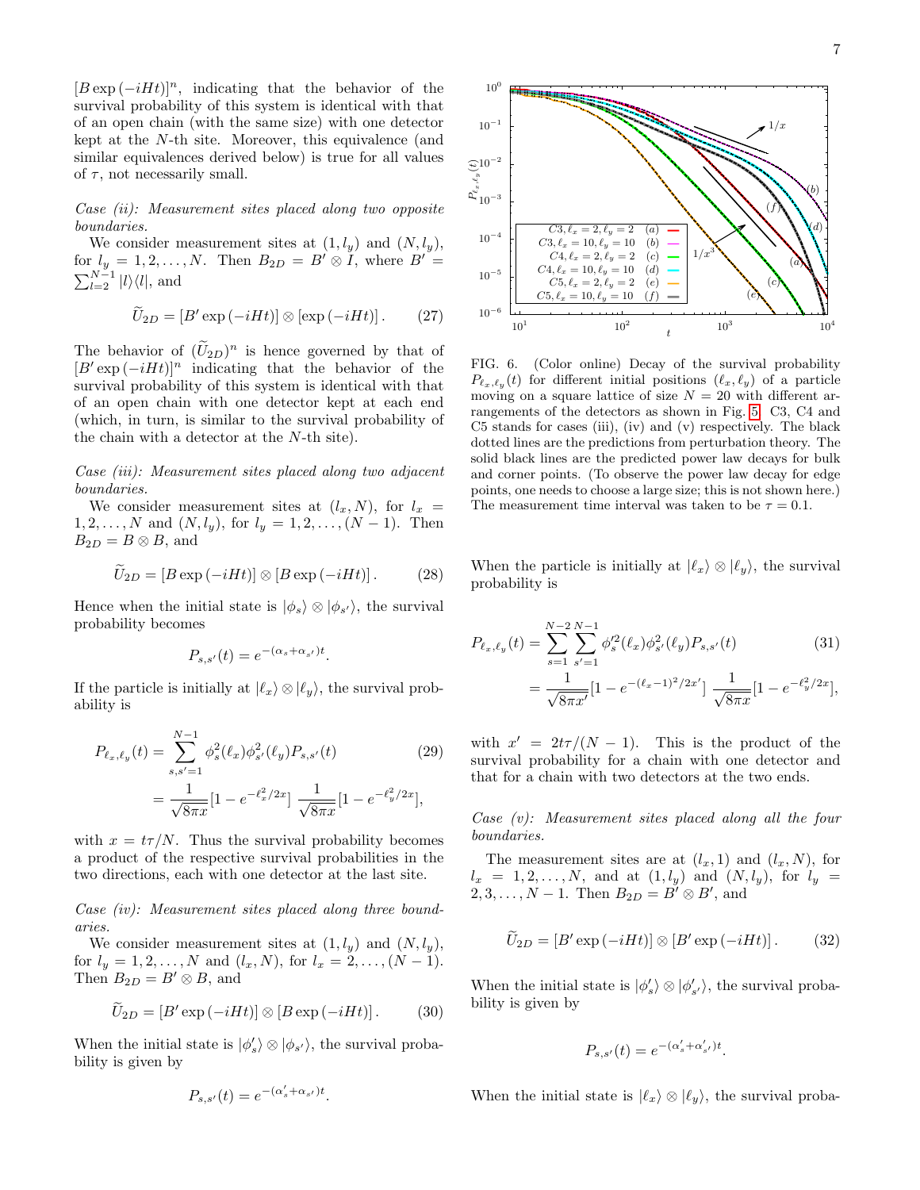$[B \exp(-iHt)]^n$, indicating that the behavior of the survival probability of this system is identical with that of an open chain (with the same size) with one detector kept at the $N$-th site. Moreover, this equivalence (and similar equivalences derived below) is true for all values of $\tau$, not necessarily small.

*Case (ii): Measurement sites placed along two opposite boundaries.*

We consider measurement sites at $(1, l_y)$ and $(N, l_y)$, for $l_y = 1, 2, \ldots, N$. Then $B_{2D} = B' \otimes I$, where $B' = \sum_{l=2}^{N-1} |l\rangle\langle l|$, and

$$\widetilde{U}_{2D} = [B' \exp(-iHt)] \otimes [\exp(-iHt)]. \qquad (27)$$

The behavior of $(\widetilde{U}_{2D})^n$ is hence governed by that of $[B' \exp(-iHt)]^n$ indicating that the behavior of the survival probability of this system is identical with that of an open chain with one detector kept at each end (which, in turn, is similar to the survival probability of the chain with a detector at the $N$-th site).

*Case (iii): Measurement sites placed along two adjacent boundaries.*

We consider measurement sites at $(l_x, N)$, for $l_x = 1, 2, \ldots, N$ and $(N, l_y)$, for $l_y = 1, 2, \ldots, (N-1)$. Then $B_{2D} = B \otimes B$, and

$$\widetilde{U}_{2D} = [B \exp(-iHt)] \otimes [B \exp(-iHt)]. \qquad (28)$$

Hence when the initial state is $|\phi_s\rangle \otimes |\phi_{s'}\rangle$, the survival probability becomes

$$P_{s,s'}(t) = e^{-(\alpha_s + \alpha_{s'})t}.$$

If the particle is initially at $|\ell_x\rangle \otimes |\ell_y\rangle$, the survival probability is

$$\begin{aligned} P_{\ell_x,\ell_y}(t) &= \sum_{s,s'=1}^{N-1} \phi_s^2(\ell_x)\phi_{s'}^2(\ell_y) P_{s,s'}(t) \qquad (29) \\ &= \frac{1}{\sqrt{8\pi x}}[1 - e^{-\ell_x^2/2x}] \, \frac{1}{\sqrt{8\pi x}}[1 - e^{-\ell_y^2/2x}], \end{aligned}$$

with $x = t\tau/N$. Thus the survival probability becomes a product of the respective survival probabilities in the two directions, each with one detector at the last site.

*Case (iv): Measurement sites placed along three boundaries.*

We consider measurement sites at $(1, l_y)$ and $(N, l_y)$, for $l_y = 1, 2, \ldots, N$ and $(l_x, N)$, for $l_x = 2, \ldots, (N-1)$. Then $B_{2D} = B' \otimes B$, and

$$\widetilde{U}_{2D} = [B' \exp(-iHt)] \otimes [B \exp(-iHt)]. \qquad (30)$$

When the initial state is $|\phi'_s\rangle \otimes |\phi_{s'}\rangle$, the survival probability is given by

$$P_{s,s'}(t) = e^{-(\alpha'_s + \alpha_{s'})t}.$$

FIG. 6. (Color online) Decay of the survival probability $P_{\ell_x,\ell_y}(t)$ for different initial positions $(\ell_x, \ell_y)$ of a particle moving on a square lattice of size $N = 20$ with different arrangements of the detectors as shown in Fig. 5. C3, C4 and C5 stands for cases (iii), (iv) and (v) respectively. The black dotted lines are the predictions from perturbation theory. The solid black lines are the predicted power law decays for bulk and corner points. (To observe the power law decay for edge points, one needs to choose a large size; this is not shown here.) The measurement time interval was taken to be $\tau = 0.1$.

When the particle is initially at $|\ell_x\rangle \otimes |\ell_y\rangle$, the survival probability is

$$\begin{aligned} P_{\ell_x,\ell_y}(t) &= \sum_{s=1}^{N-2}\sum_{s'=1}^{N-1} \phi_s'^2(\ell_x)\phi_{s'}^2(\ell_y) P_{s,s'}(t) \qquad (31) \\ &= \frac{1}{\sqrt{8\pi x'}}[1 - e^{-(\ell_x-1)^2/2x'}] \, \frac{1}{\sqrt{8\pi x}}[1 - e^{-\ell_y^2/2x}], \end{aligned}$$

with $x' = 2t\tau/(N-1)$. This is the product of the survival probability for a chain with one detector and that for a chain with two detectors at the two ends.

*Case (v): Measurement sites placed along all the four boundaries.*

The measurement sites are at $(l_x, 1)$ and $(l_x, N)$, for $l_x = 1, 2, \ldots, N$, and at $(1, l_y)$ and $(N, l_y)$, for $l_y = 2, 3, \ldots, N-1$. Then $B_{2D} = B' \otimes B'$, and

$$\widetilde{U}_{2D} = [B' \exp(-iHt)] \otimes [B' \exp(-iHt)]. \qquad (32)$$

When the initial state is $|\phi'_s\rangle \otimes |\phi'_{s'}\rangle$, the survival probability is given by

$$P_{s,s'}(t) = e^{-(\alpha'_s + \alpha'_{s'})t}.$$

When the initial state is $|\ell_x\rangle \otimes |\ell_y\rangle$, the survival proba-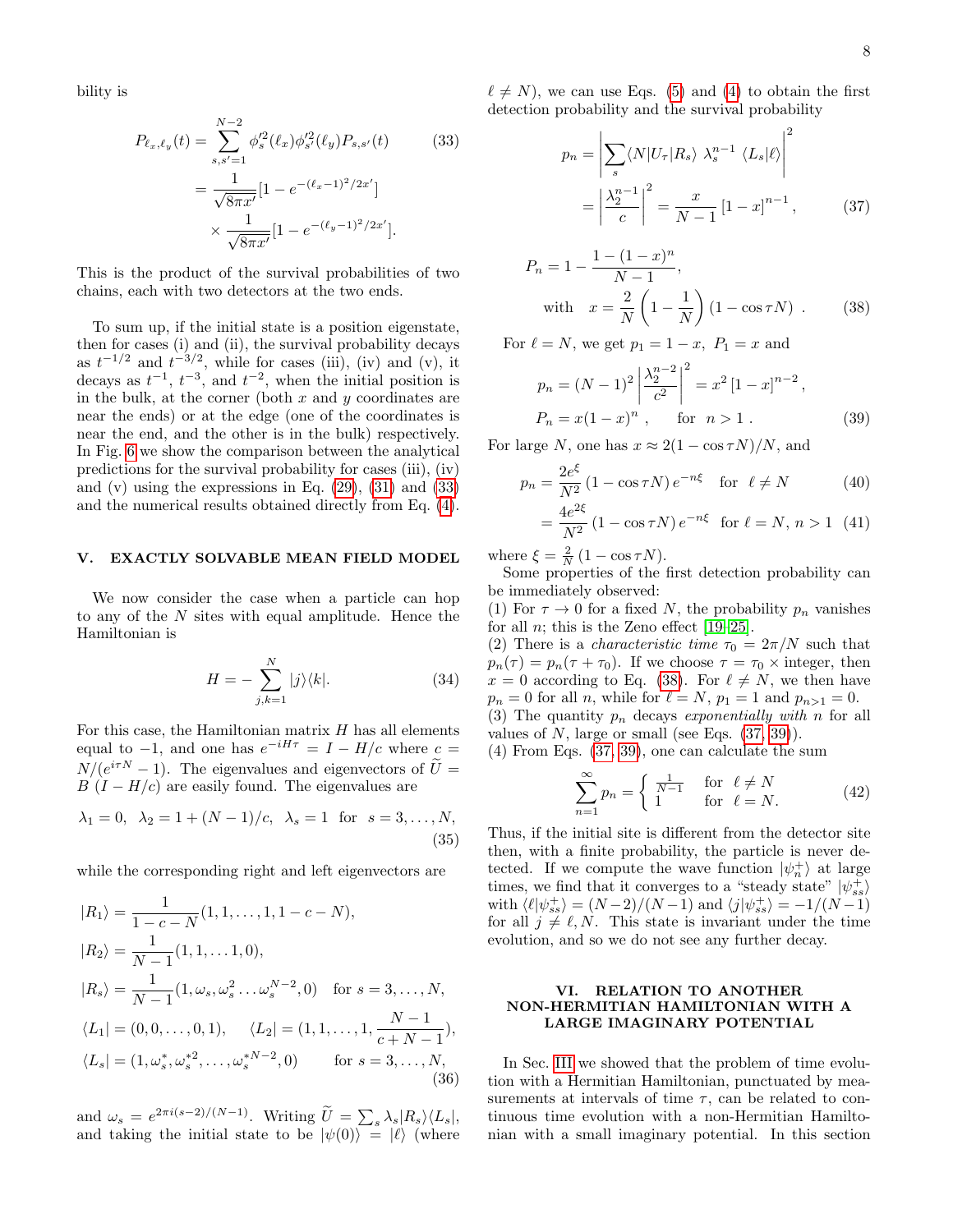bility is

$$
\begin{aligned}
P_{\ell_x,\ell_y}(t) &= \sum_{s,s'=1}^{N-2} \phi_s'^2(\ell_x)\phi_{s'}'^2(\ell_y) P_{s,s'}(t) \qquad (33)\\
&= \frac{1}{\sqrt{8\pi x'}}[1-e^{-(\ell_x-1)^2/2x'}]\\
&\quad \times \frac{1}{\sqrt{8\pi x'}}[1-e^{-(\ell_y-1)^2/2x'}].
\end{aligned}
$$

This is the product of the survival probabilities of two chains, each with two detectors at the two ends.

To sum up, if the initial state is a position eigenstate, then for cases (i) and (ii), the survival probability decays as $t^{-1/2}$ and $t^{-3/2}$, while for cases (iii), (iv) and (v), it decays as $t^{-1}$, $t^{-3}$, and $t^{-2}$, when the initial position is in the bulk, at the corner (both $x$ and $y$ coordinates are near the ends) or at the edge (one of the coordinates is near the end, and the other is in the bulk) respectively. In Fig. 6 we show the comparison between the analytical predictions for the survival probability for cases (iii), (iv) and (v) using the expressions in Eq. (29), (31) and (33) and the numerical results obtained directly from Eq. (4).

## V. EXACTLY SOLVABLE MEAN FIELD MODEL

We now consider the case when a particle can hop to any of the $N$ sites with equal amplitude. Hence the Hamiltonian is

$$
H = -\sum_{j,k=1}^{N} |j\rangle\langle k|. \qquad (34)
$$

For this case, the Hamiltonian matrix $H$ has all elements equal to $-1$, and one has $e^{-iH\tau} = I - H/c$ where $c = N/(e^{i\tau N}-1)$. The eigenvalues and eigenvectors of $\widetilde{U} = B\,(I - H/c)$ are easily found. The eigenvalues are

$$
\lambda_1 = 0,\;\; \lambda_2 = 1 + (N-1)/c,\;\; \lambda_s = 1 \;\; \text{for} \;\; s = 3,\ldots,N, \qquad (35)
$$

while the corresponding right and left eigenvectors are

$$
\begin{aligned}
|R_1\rangle &= \frac{1}{1-c-N}(1,1,\ldots,1,1-c-N),\\
|R_2\rangle &= \frac{1}{N-1}(1,1,\ldots 1,0),\\
|R_s\rangle &= \frac{1}{N-1}(1,\omega_s,\omega_s^2\ldots\omega_s^{N-2},0) \quad \text{for } s=3,\ldots,N,\\
\langle L_1| &= (0,0,\ldots,0,1), \quad \langle L_2| = (1,1,\ldots,1,\frac{N-1}{c+N-1}),\\
\langle L_s| &= (1,\omega_s^*,\omega_s^{*2},\ldots,\omega_s^{*N-2},0) \qquad \text{for } s=3,\ldots,N,
\end{aligned} \qquad (36)
$$

and $\omega_s = e^{2\pi i(s-2)/(N-1)}$. Writing $\widetilde{U} = \sum_s \lambda_s |R_s\rangle\langle L_s|$, and taking the initial state to be $|\psi(0)\rangle = |\ell\rangle$ (where $\ell \neq N$), we can use Eqs. (5) and (4) to obtain the first detection probability and the survival probability

$$
\begin{aligned}
p_n &= \left|\sum_s \langle N|U_\tau|R_s\rangle\; \lambda_s^{n-1}\; \langle L_s|\ell\rangle\right|^2\\
&= \left|\frac{\lambda_2^{n-1}}{c}\right|^2 = \frac{x}{N-1}\,[1-x]^{n-1}, 
\end{aligned} \qquad (37)
$$

$$
\begin{aligned}
P_n &= 1 - \frac{1-(1-x)^n}{N-1},\\
&\text{with} \quad x = \frac{2}{N}\left(1-\frac{1}{N}\right)(1-\cos\tau N)\;.
\end{aligned} \qquad (38)
$$

For $\ell = N$, we get $p_1 = 1-x$, $P_1 = x$ and

$$
\begin{aligned}
p_n &= (N-1)^2\left|\frac{\lambda_2^{n-2}}{c^2}\right|^2 = x^2\,[1-x]^{n-2},\\
P_n &= x(1-x)^n\;, \qquad \text{for} \quad n > 1\;.
\end{aligned} \qquad (39)
$$

For large $N$, one has $x \approx 2(1-\cos\tau N)/N$, and

$$
\begin{aligned}
p_n &= \frac{2e^{\xi}}{N^2}\,(1-\cos\tau N)\,e^{-n\xi} \quad \text{for} \quad \ell \neq N \qquad (40)\\
&= \frac{4e^{2\xi}}{N^2}\,(1-\cos\tau N)\,e^{-n\xi} \quad \text{for } \ell = N,\; n>1 \qquad (41)
\end{aligned}
$$

where $\xi = \frac{2}{N}(1-\cos\tau N)$.

Some properties of the first detection probability can be immediately observed:

(1) For $\tau \to 0$ for a fixed $N$, the probability $p_n$ vanishes for all $n$; this is the Zeno effect [19–25].

(2) There is a *characteristic time* $\tau_0 = 2\pi/N$ such that $p_n(\tau) = p_n(\tau+\tau_0)$. If we choose $\tau = \tau_0 \times$ integer, then $x = 0$ according to Eq. (38). For $\ell \neq N$, we then have $p_n = 0$ for all $n$, while for $\ell = N$, $p_1 = 1$ and $p_{n>1} = 0$.

(3) The quantity $p_n$ decays *exponentially with* $n$ for all values of $N$, large or small (see Eqs. (37, 39)).

(4) From Eqs. (37, 39), one can calculate the sum

$$
\sum_{n=1}^{\infty} p_n = \begin{cases} \frac{1}{N-1} & \text{for} \quad \ell \neq N \\ 1 & \text{for} \quad \ell = N. \end{cases} \qquad (42)
$$

Thus, if the initial site is different from the detector site then, with a finite probability, the particle is never detected. If we compute the wave function $|\psi_n^+\rangle$ at large times, we find that it converges to a "steady state" $|\psi_{ss}^+\rangle$ with $\langle \ell|\psi_{ss}^+\rangle = (N-2)/(N-1)$ and $\langle j|\psi_{ss}^+\rangle = -1/(N-1)$ for all $j \neq \ell, N$. This state is invariant under the time evolution, and so we do not see any further decay.

## VI. RELATION TO ANOTHER NON-HERMITIAN HAMILTONIAN WITH A LARGE IMAGINARY POTENTIAL

In Sec. III we showed that the problem of time evolution with a Hermitian Hamiltonian, punctuated by measurements at intervals of time $\tau$, can be related to continuous time evolution with a non-Hermitian Hamiltonian with a small imaginary potential. In this section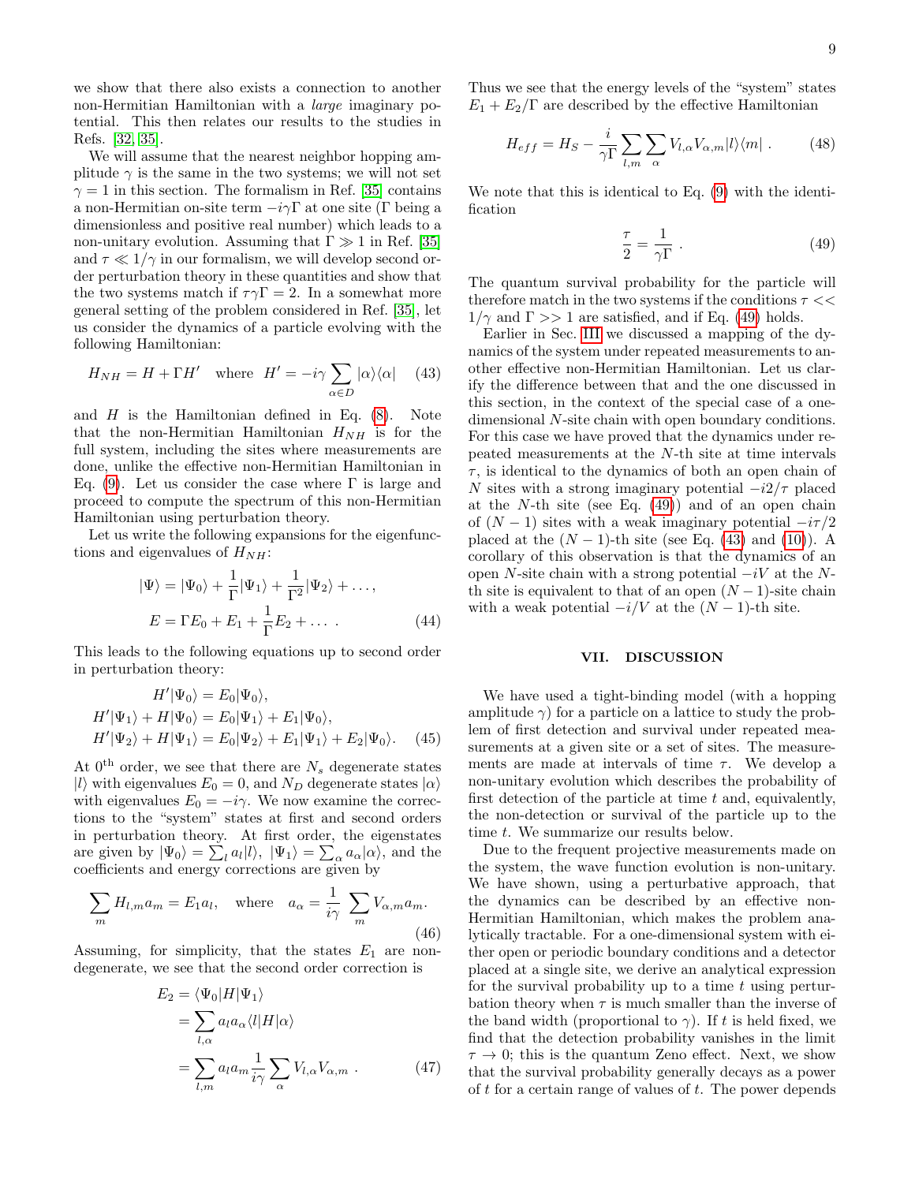we show that there also exists a connection to another non-Hermitian Hamiltonian with a *large* imaginary potential. This then relates our results to the studies in Refs. [32, 35].

We will assume that the nearest neighbor hopping amplitude $\gamma$ is the same in the two systems; we will not set $\gamma = 1$ in this section. The formalism in Ref. [35] contains a non-Hermitian on-site term $-i\gamma\Gamma$ at one site ($\Gamma$ being a dimensionless and positive real number) which leads to a non-unitary evolution. Assuming that $\Gamma \gg 1$ in Ref. [35] and $\tau \ll 1/\gamma$ in our formalism, we will develop second order perturbation theory in these quantities and show that the two systems match if $\tau\gamma\Gamma = 2$. In a somewhat more general setting of the problem considered in Ref. [35], let us consider the dynamics of a particle evolving with the following Hamiltonian:

$$H_{NH} = H + \Gamma H' \quad \text{where} \quad H' = -i\gamma \sum_{\alpha \in D} |\alpha\rangle\langle\alpha| \tag{43}$$

and $H$ is the Hamiltonian defined in Eq. (8). Note that the non-Hermitian Hamiltonian $H_{NH}$ is for the full system, including the sites where measurements are done, unlike the effective non-Hermitian Hamiltonian in Eq. (9). Let us consider the case where $\Gamma$ is large and proceed to compute the spectrum of this non-Hermitian Hamiltonian using perturbation theory.

Let us write the following expansions for the eigenfunctions and eigenvalues of $H_{NH}$:

$$\begin{aligned} |\Psi\rangle &= |\Psi_0\rangle + \frac{1}{\Gamma}|\Psi_1\rangle + \frac{1}{\Gamma^2}|\Psi_2\rangle + \ldots, \\ E &= \Gamma E_0 + E_1 + \frac{1}{\Gamma}E_2 + \ldots \ . \end{aligned} \tag{44}$$

This leads to the following equations up to second order in perturbation theory:

$$\begin{aligned} H'|\Psi_0\rangle &= E_0|\Psi_0\rangle, \\ H'|\Psi_1\rangle + H|\Psi_0\rangle &= E_0|\Psi_1\rangle + E_1|\Psi_0\rangle, \\ H'|\Psi_2\rangle + H|\Psi_1\rangle &= E_0|\Psi_2\rangle + E_1|\Psi_1\rangle + E_2|\Psi_0\rangle. \end{aligned} \tag{45}$$

At $0^{\text{th}}$ order, we see that there are $N_s$ degenerate states $|l\rangle$ with eigenvalues $E_0 = 0$, and $N_D$ degenerate states $|\alpha\rangle$ with eigenvalues $E_0 = -i\gamma$. We now examine the corrections to the "system" states at first and second orders in perturbation theory. At first order, the eigenstates are given by $|\Psi_0\rangle = \sum_l a_l|l\rangle$, $|\Psi_1\rangle = \sum_\alpha a_\alpha|\alpha\rangle$, and the coefficients and energy corrections are given by

$$\sum_m H_{l,m} a_m = E_1 a_l, \quad \text{where} \quad a_\alpha = \frac{1}{i\gamma} \sum_m V_{\alpha,m} a_m. \tag{46}$$

Assuming, for simplicity, that the states $E_1$ are non-degenerate, we see that the second order correction is

$$\begin{aligned} E_2 &= \langle\Psi_0|H|\Psi_1\rangle \\ &= \sum_{l,\alpha} a_l a_\alpha \langle l|H|\alpha\rangle \\ &= \sum_{l,m} a_l a_m \frac{1}{i\gamma} \sum_\alpha V_{l,\alpha} V_{\alpha,m} \ . \end{aligned} \tag{47}$$

Thus we see that the energy levels of the "system" states $E_1 + E_2/\Gamma$ are described by the effective Hamiltonian

$$H_{eff} = H_S - \frac{i}{\gamma\Gamma} \sum_{l,m} \sum_\alpha V_{l,\alpha} V_{\alpha,m} |l\rangle\langle m| \ . \tag{48}$$

We note that this is identical to Eq. (9) with the identification

$$\frac{\tau}{2} = \frac{1}{\gamma\Gamma} \ . \tag{49}$$

The quantum survival probability for the particle will therefore match in the two systems if the conditions $\tau << 1/\gamma$ and $\Gamma >> 1$ are satisfied, and if Eq. (49) holds.

Earlier in Sec. III we discussed a mapping of the dynamics of the system under repeated measurements to another effective non-Hermitian Hamiltonian. Let us clarify the difference between that and the one discussed in this section, in the context of the special case of a one-dimensional $N$-site chain with open boundary conditions. For this case we have proved that the dynamics under repeated measurements at the $N$-th site at time intervals $\tau$, is identical to the dynamics of both an open chain of $N$ sites with a strong imaginary potential $-i2/\tau$ placed at the $N$-th site (see Eq. (49)) and of an open chain of $(N-1)$ sites with a weak imaginary potential $-i\tau/2$ placed at the $(N-1)$-th site (see Eq. (43) and (10)). A corollary of this observation is that the dynamics of an open $N$-site chain with a strong potential $-iV$ at the $N$-th site is equivalent to that of an open $(N-1)$-site chain with a weak potential $-i/V$ at the $(N-1)$-th site.

## VII. DISCUSSION

We have used a tight-binding model (with a hopping amplitude $\gamma$) for a particle on a lattice to study the problem of first detection and survival under repeated measurements at a given site or a set of sites. The measurements are made at intervals of time $\tau$. We develop a non-unitary evolution which describes the probability of first detection of the particle at time $t$ and, equivalently, the non-detection or survival of the particle up to the time $t$. We summarize our results below.

Due to the frequent projective measurements made on the system, the wave function evolution is non-unitary. We have shown, using a perturbative approach, that the dynamics can be described by an effective non-Hermitian Hamiltonian, which makes the problem analytically tractable. For a one-dimensional system with either open or periodic boundary conditions and a detector placed at a single site, we derive an analytical expression for the survival probability up to a time $t$ using perturbation theory when $\tau$ is much smaller than the inverse of the band width (proportional to $\gamma$). If $t$ is held fixed, we find that the detection probability vanishes in the limit $\tau \to 0$; this is the quantum Zeno effect. Next, we show that the survival probability generally decays as a power of $t$ for a certain range of values of $t$. The power depends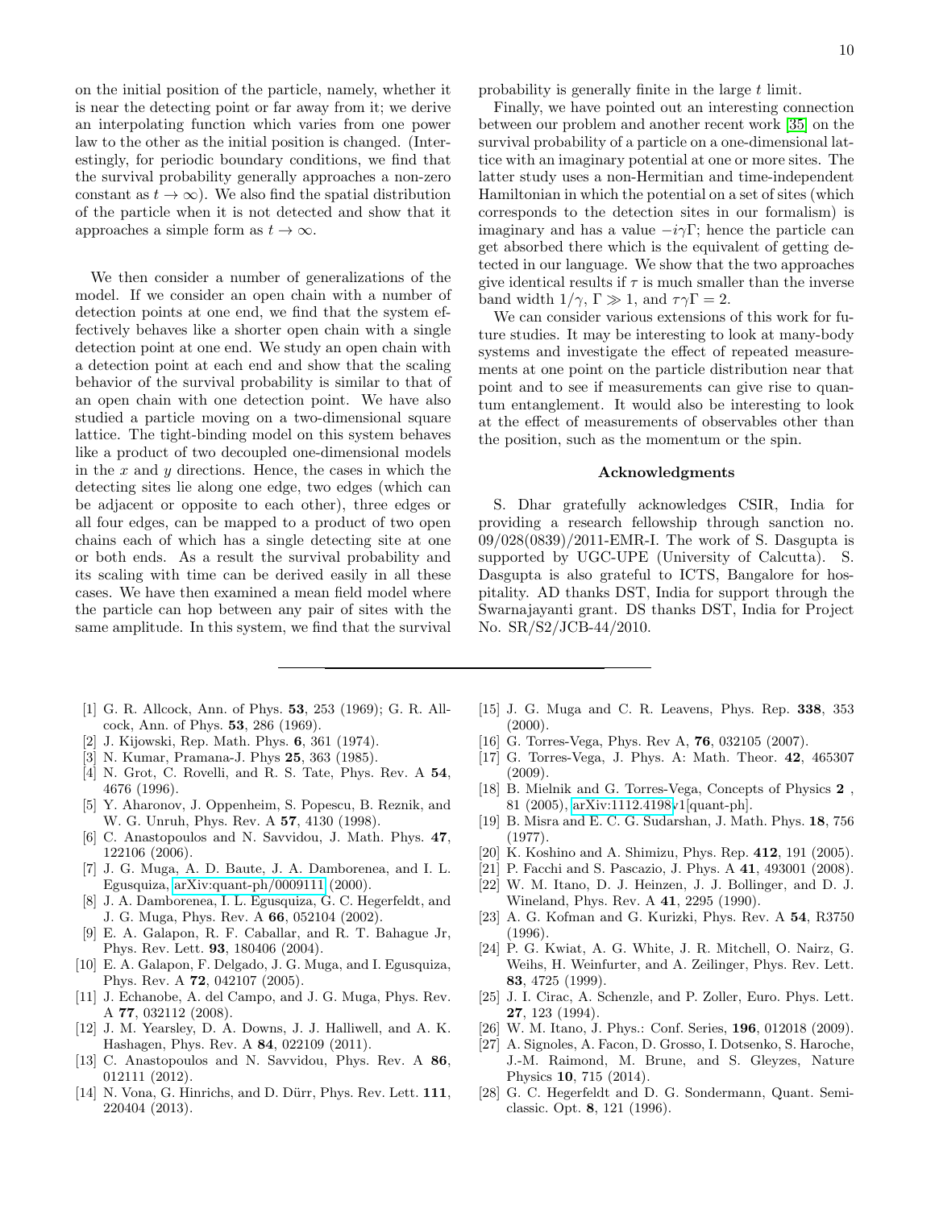on the initial position of the particle, namely, whether it is near the detecting point or far away from it; we derive an interpolating function which varies from one power law to the other as the initial position is changed. (Interestingly, for periodic boundary conditions, we find that the survival probability generally approaches a non-zero constant as $t \to \infty$). We also find the spatial distribution of the particle when it is not detected and show that it approaches a simple form as $t \to \infty$.

We then consider a number of generalizations of the model. If we consider an open chain with a number of detection points at one end, we find that the system effectively behaves like a shorter open chain with a single detection point at one end. We study an open chain with a detection point at each end and show that the scaling behavior of the survival probability is similar to that of an open chain with one detection point. We have also studied a particle moving on a two-dimensional square lattice. The tight-binding model on this system behaves like a product of two decoupled one-dimensional models in the $x$ and $y$ directions. Hence, the cases in which the detecting sites lie along one edge, two edges (which can be adjacent or opposite to each other), three edges or all four edges, can be mapped to a product of two open chains each of which has a single detecting site at one or both ends. As a result the survival probability and its scaling with time can be derived easily in all these cases. We have then examined a mean field model where the particle can hop between any pair of sites with the same amplitude. In this system, we find that the survival probability is generally finite in the large $t$ limit.

Finally, we have pointed out an interesting connection between our problem and another recent work [35] on the survival probability of a particle on a one-dimensional lattice with an imaginary potential at one or more sites. The latter study uses a non-Hermitian and time-independent Hamiltonian in which the potential on a set of sites (which corresponds to the detection sites in our formalism) is imaginary and has a value $-i\gamma\Gamma$; hence the particle can get absorbed there which is the equivalent of getting detected in our language. We show that the two approaches give identical results if $\tau$ is much smaller than the inverse band width $1/\gamma$, $\Gamma \gg 1$, and $\tau\gamma\Gamma = 2$.

We can consider various extensions of this work for future studies. It may be interesting to look at many-body systems and investigate the effect of repeated measurements at one point on the particle distribution near that point and to see if measurements can give rise to quantum entanglement. It would also be interesting to look at the effect of measurements of observables other than the position, such as the momentum or the spin.

### Acknowledgments

S. Dhar gratefully acknowledges CSIR, India for providing a research fellowship through sanction no. 09/028(0839)/2011-EMR-I. The work of S. Dasgupta is supported by UGC-UPE (University of Calcutta). S. Dasgupta is also grateful to ICTS, Bangalore for hospitality. AD thanks DST, India for support through the Swarnajayanti grant. DS thanks DST, India for Project No. SR/S2/JCB-44/2010.

---

[1] G. R. Allcock, Ann. of Phys. **53**, 253 (1969); G. R. Allcock, Ann. of Phys. **53**, 286 (1969).
[2] J. Kijowski, Rep. Math. Phys. **6**, 361 (1974).
[3] N. Kumar, Pramana-J. Phys **25**, 363 (1985).
[4] N. Grot, C. Rovelli, and R. S. Tate, Phys. Rev. A **54**, 4676 (1996).
[5] Y. Aharonov, J. Oppenheim, S. Popescu, B. Reznik, and W. G. Unruh, Phys. Rev. A **57**, 4130 (1998).
[6] C. Anastopoulos and N. Savvidou, J. Math. Phys. **47**, 122106 (2006).
[7] J. G. Muga, A. D. Baute, J. A. Damborenea, and I. L. Egusquiza, arXiv:quant-ph/0009111 (2000).
[8] J. A. Damborenea, I. L. Egusquiza, G. C. Hegerfeldt, and J. G. Muga, Phys. Rev. A **66**, 052104 (2002).
[9] E. A. Galapon, R. F. Caballar, and R. T. Bahague Jr, Phys. Rev. Lett. **93**, 180406 (2004).
[10] E. A. Galapon, F. Delgado, J. G. Muga, and I. Egusquiza, Phys. Rev. A **72**, 042107 (2005).
[11] J. Echanobe, A. del Campo, and J. G. Muga, Phys. Rev. A **77**, 032112 (2008).
[12] J. M. Yearsley, D. A. Downs, J. J. Halliwell, and A. K. Hashagen, Phys. Rev. A **84**, 022109 (2011).
[13] C. Anastopoulos and N. Savvidou, Phys. Rev. A **86**, 012111 (2012).
[14] N. Vona, G. Hinrichs, and D. Dürr, Phys. Rev. Lett. **111**, 220404 (2013).
[15] J. G. Muga and C. R. Leavens, Phys. Rep. **338**, 353 (2000).
[16] G. Torres-Vega, Phys. Rev A, **76**, 032105 (2007).
[17] G. Torres-Vega, J. Phys. A: Math. Theor. **42**, 465307 (2009).
[18] B. Mielnik and G. Torres-Vega, Concepts of Physics **2** , 81 (2005), arXiv:1112.4198v1[quant-ph].
[19] B. Misra and E. C. G. Sudarshan, J. Math. Phys. **18**, 756 (1977).
[20] K. Koshino and A. Shimizu, Phys. Rep. **412**, 191 (2005).
[21] P. Facchi and S. Pascazio, J. Phys. A **41**, 493001 (2008).
[22] W. M. Itano, D. J. Heinzen, J. J. Bollinger, and D. J. Wineland, Phys. Rev. A **41**, 2295 (1990).
[23] A. G. Kofman and G. Kurizki, Phys. Rev. A **54**, R3750 (1996).
[24] P. G. Kwiat, A. G. White, J. R. Mitchell, O. Nairz, G. Weihs, H. Weinfurter, and A. Zeilinger, Phys. Rev. Lett. **83**, 4725 (1999).
[25] J. I. Cirac, A. Schenzle, and P. Zoller, Euro. Phys. Lett. **27**, 123 (1994).
[26] W. M. Itano, J. Phys.: Conf. Series, **196**, 012018 (2009).
[27] A. Signoles, A. Facon, D. Grosso, I. Dotsenko, S. Haroche, J.-M. Raimond, M. Brune, and S. Gleyzes, Nature Physics **10**, 715 (2014).
[28] G. C. Hegerfeldt and D. G. Sondermann, Quant. Semiclassic. Opt. **8**, 121 (1996).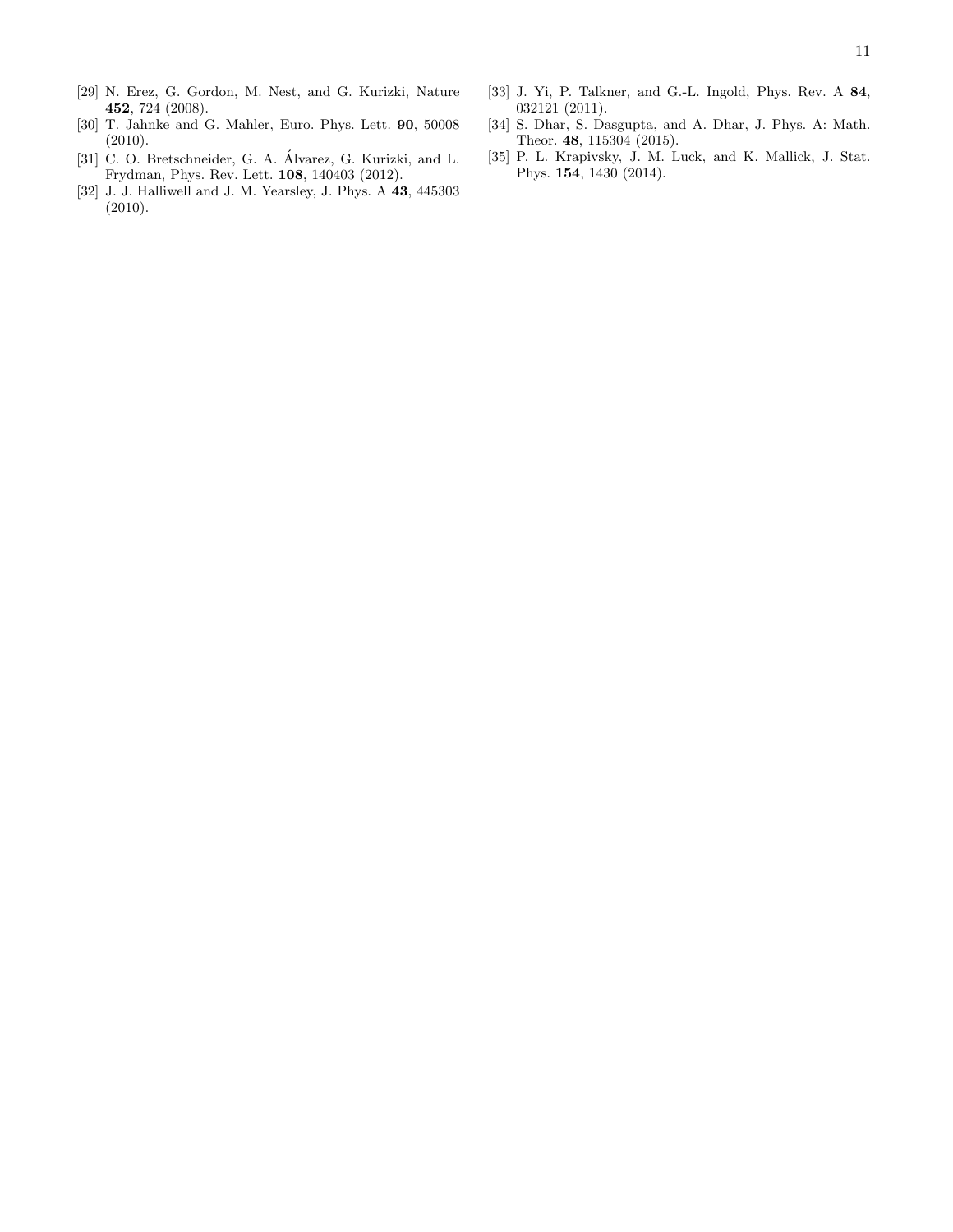[29] N. Erez, G. Gordon, M. Nest, and G. Kurizki, Nature **452**, 724 (2008).

[30] T. Jahnke and G. Mahler, Euro. Phys. Lett. **90**, 50008 (2010).

[31] C. O. Bretschneider, G. A. Álvarez, G. Kurizki, and L. Frydman, Phys. Rev. Lett. **108**, 140403 (2012).

[32] J. J. Halliwell and J. M. Yearsley, J. Phys. A **43**, 445303 (2010).

[33] J. Yi, P. Talkner, and G.-L. Ingold, Phys. Rev. A **84**, 032121 (2011).

[34] S. Dhar, S. Dasgupta, and A. Dhar, J. Phys. A: Math. Theor. **48**, 115304 (2015).

[35] P. L. Krapivsky, J. M. Luck, and K. Mallick, J. Stat. Phys. **154**, 1430 (2014).